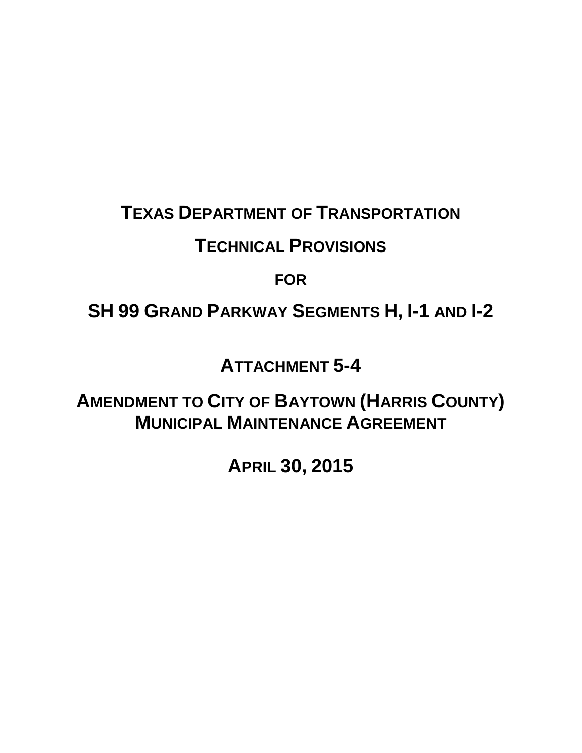# TEXAS DEPARTMENT OF TRANSPORTATION

# TECHNICAL PROVISIONS

# FOR

# SH 99 GRAND PARKWAY SEGMENTS H, I-1 AND I-2

# ATTACHMENT 5-4

# AMENDMENT TO CITY OF BAYTOWN (HARRIS COUNTY) MUNICIPAL MAINTENANCE AGREEMENT

# APRIL 30, 2015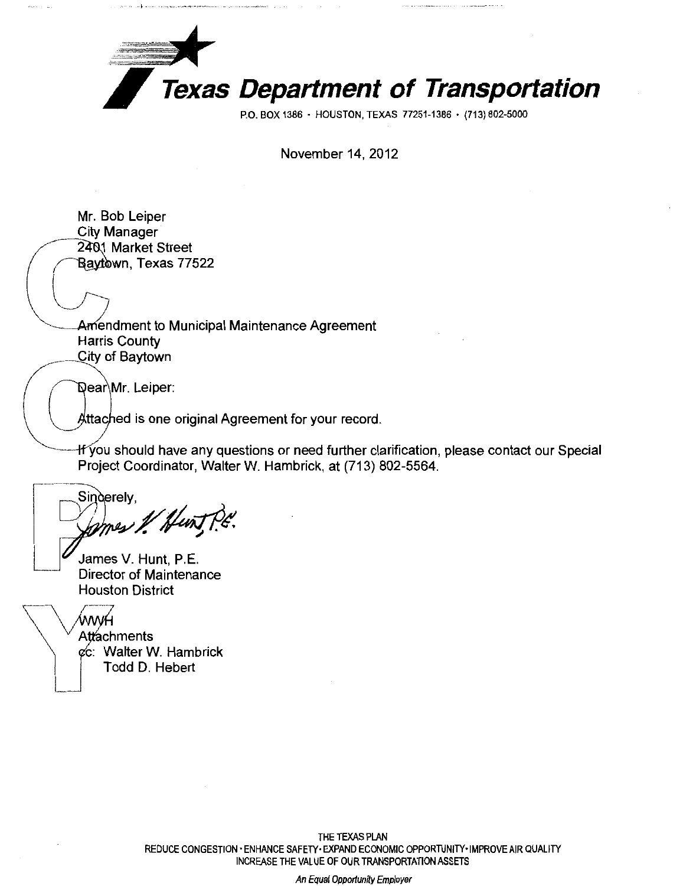# Texas Department of Transportation

P.O. BOX 1386 · HOUSTON, TEXAS 77251-1386 · (713) 802-5000

November 14, 2012

Mr. Bob Leiper
City Manager
2401 Market Street
Baytown, Texas 77522

Amendment to Municipal Maintenance Agreement
Harris County
City of Baytown

Dear Mr. Leiper:

Attached is one original Agreement for your record.

If you should have any questions or need further clarification, please contact our Special Project Coordinator, Walter W. Hambrick, at (713) 802-5564.

Sincerely,

James V. Hunt, P.E.
Director of Maintenance
Houston District

WWH
Attachments
cc: Walter W. Hambrick
Todd D. Hebert

THE TEXAS PLAN
REDUCE CONGESTION · ENHANCE SAFETY · EXPAND ECONOMIC OPPORTUNITY · IMPROVE AIR QUALITY
INCREASE THE VALUE OF OUR TRANSPORTATION ASSETS

*An Equal Opportunity Employer*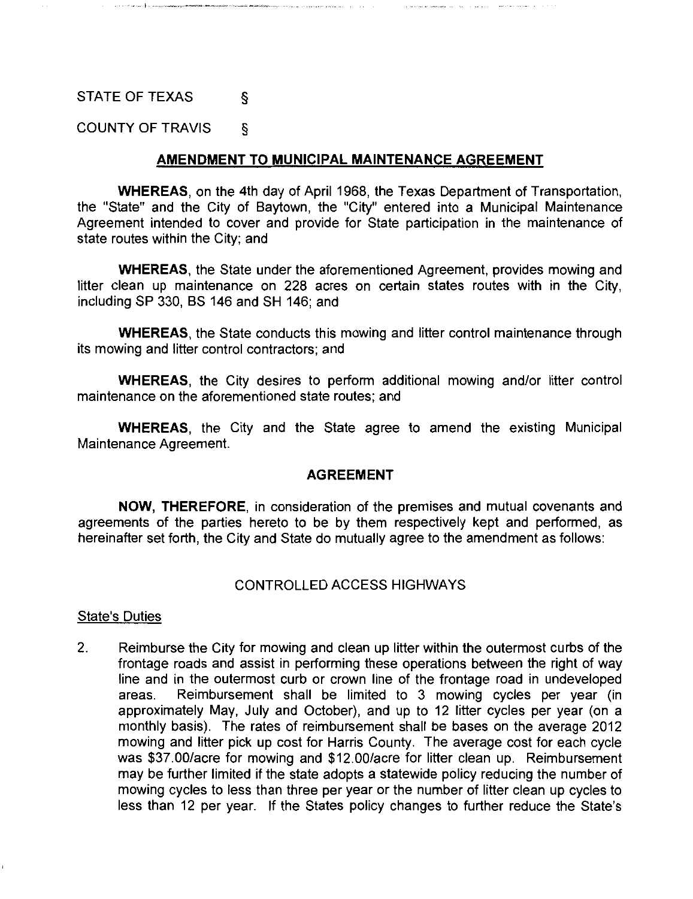STATE OF TEXAS §

COUNTY OF TRAVIS §

## AMENDMENT TO MUNICIPAL MAINTENANCE AGREEMENT

**WHEREAS**, on the 4th day of April 1968, the Texas Department of Transportation, the "State" and the City of Baytown, the "City" entered into a Municipal Maintenance Agreement intended to cover and provide for State participation in the maintenance of state routes within the City; and

**WHEREAS**, the State under the aforementioned Agreement, provides mowing and litter clean up maintenance on 228 acres on certain states routes with in the City, including SP 330, BS 146 and SH 146; and

**WHEREAS**, the State conducts this mowing and litter control maintenance through its mowing and litter control contractors; and

**WHEREAS**, the City desires to perform additional mowing and/or litter control maintenance on the aforementioned state routes; and

**WHEREAS**, the City and the State agree to amend the existing Municipal Maintenance Agreement.

## AGREEMENT

**NOW, THEREFORE**, in consideration of the premises and mutual covenants and agreements of the parties hereto to be by them respectively kept and performed, as hereinafter set forth, the City and State do mutually agree to the amendment as follows:

### CONTROLLED ACCESS HIGHWAYS

State's Duties

2. Reimburse the City for mowing and clean up litter within the outermost curbs of the frontage roads and assist in performing these operations between the right of way line and in the outermost curb or crown line of the frontage road in undeveloped areas. Reimbursement shall be limited to 3 mowing cycles per year (in approximately May, July and October), and up to 12 litter cycles per year (on a monthly basis). The rates of reimbursement shall be bases on the average 2012 mowing and litter pick up cost for Harris County. The average cost for each cycle was $37.00/acre for mowing and $12.00/acre for litter clean up. Reimbursement may be further limited if the state adopts a statewide policy reducing the number of mowing cycles to less than three per year or the number of litter clean up cycles to less than 12 per year. If the States policy changes to further reduce the State's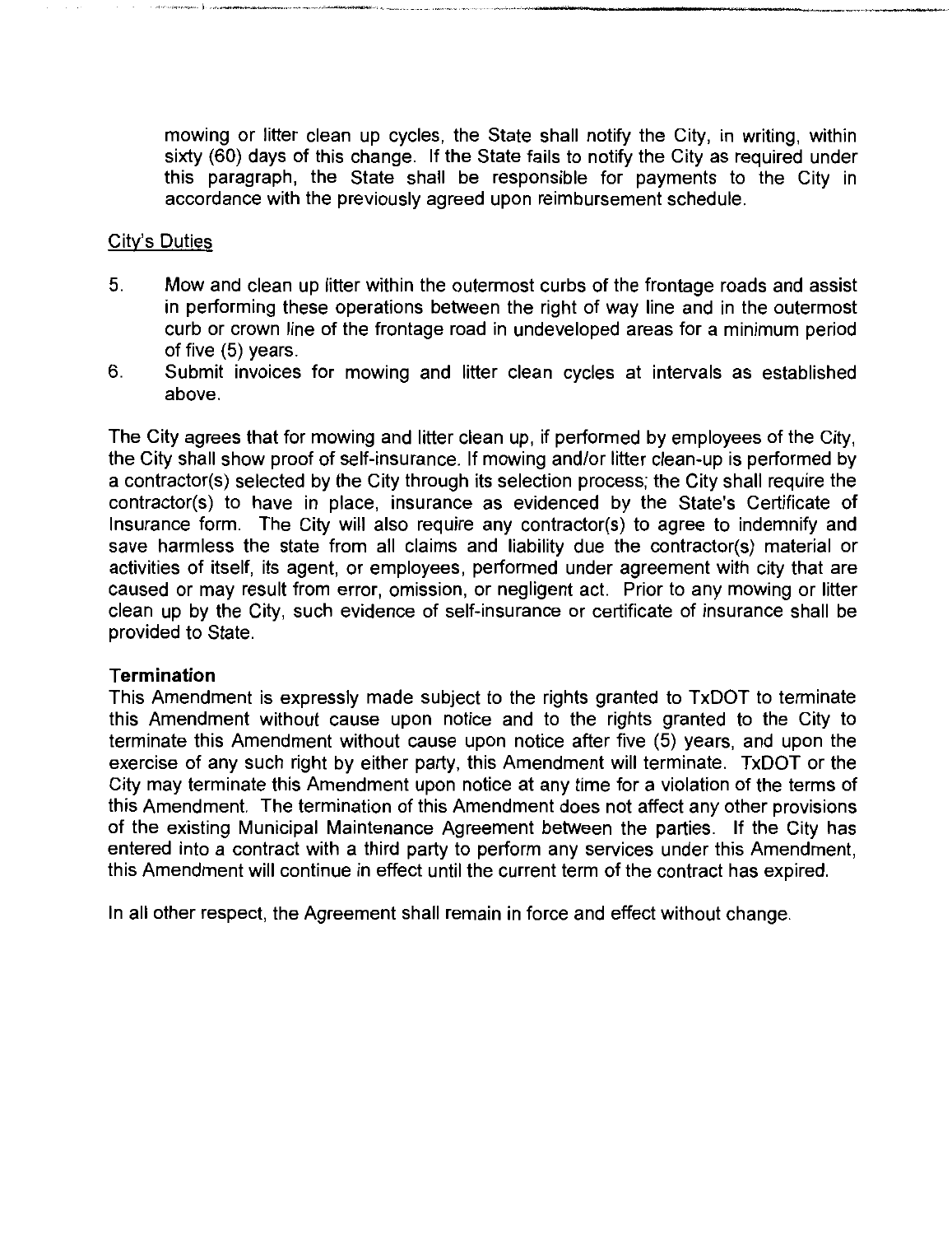mowing or litter clean up cycles, the State shall notify the City, in writing, within sixty (60) days of this change. If the State fails to notify the City as required under this paragraph, the State shall be responsible for payments to the City in accordance with the previously agreed upon reimbursement schedule.

City's Duties

5. Mow and clean up litter within the outermost curbs of the frontage roads and assist in performing these operations between the right of way line and in the outermost curb or crown line of the frontage road in undeveloped areas for a minimum period of five (5) years.
6. Submit invoices for mowing and litter clean cycles at intervals as established above.

The City agrees that for mowing and litter clean up, if performed by employees of the City, the City shall show proof of self-insurance. If mowing and/or litter clean-up is performed by a contractor(s) selected by the City through its selection process; the City shall require the contractor(s) to have in place, insurance as evidenced by the State's Certificate of Insurance form. The City will also require any contractor(s) to agree to indemnify and save harmless the state from all claims and liability due the contractor(s) material or activities of itself, its agent, or employees, performed under agreement with city that are caused or may result from error, omission, or negligent act. Prior to any mowing or litter clean up by the City, such evidence of self-insurance or certificate of insurance shall be provided to State.

**Termination**

This Amendment is expressly made subject to the rights granted to TxDOT to terminate this Amendment without cause upon notice and to the rights granted to the City to terminate this Amendment without cause upon notice after five (5) years, and upon the exercise of any such right by either party, this Amendment will terminate. TxDOT or the City may terminate this Amendment upon notice at any time for a violation of the terms of this Amendment. The termination of this Amendment does not affect any other provisions of the existing Municipal Maintenance Agreement between the parties. If the City has entered into a contract with a third party to perform any services under this Amendment, this Amendment will continue in effect until the current term of the contract has expired.

In all other respect, the Agreement shall remain in force and effect without change.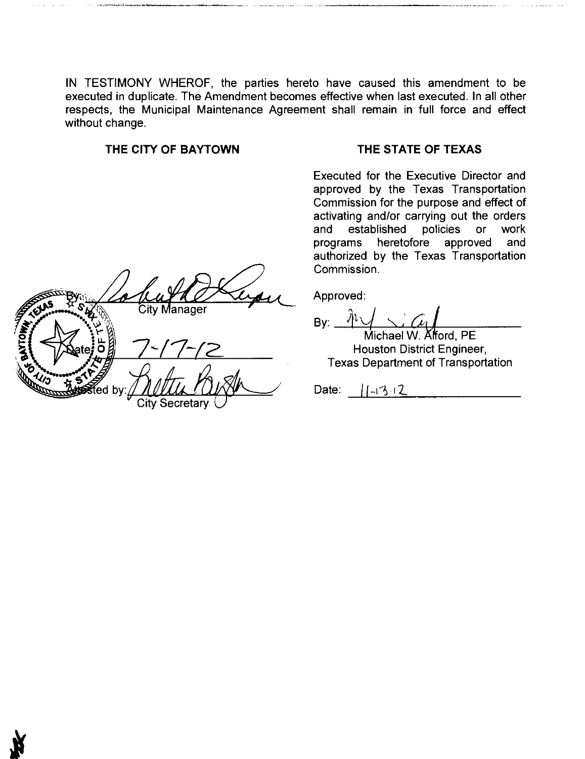IN TESTIMONY WHEROF, the parties hereto have caused this amendment to be executed in duplicate. The Amendment becomes effective when last executed. In all other respects, the Municipal Maintenance Agreement shall remain in full force and effect without change.

**THE CITY OF BAYTOWN**

By: ______________________
City Manager

Date: 7-17-12

Attested by: ______________________
City Secretary

**THE STATE OF TEXAS**

Executed for the Executive Director and approved by the Texas Transportation Commission for the purpose and effect of activating and/or carrying out the orders and established policies or work programs heretofore approved and authorized by the Texas Transportation Commission.

Approved:

By: ______________________
Michael W. Alford, PE
Houston District Engineer,
Texas Department of Transportation

Date: 11-13-12